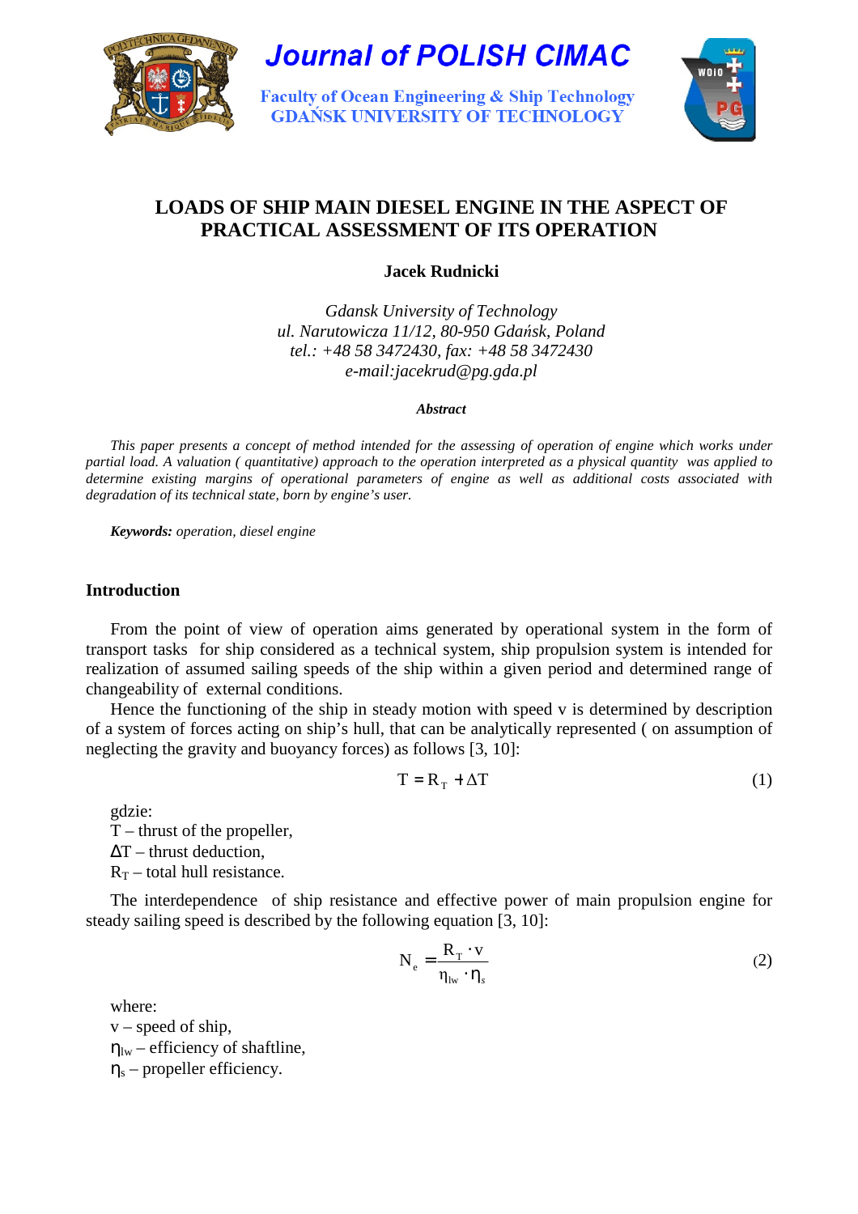Journal of POLISH CIMAC

Faculty of Ocean Engineering & Ship Technology
GDAŃSK UNIVERSITY OF TECHNOLOGY

# LOADS OF SHIP MAIN DIESEL ENGINE IN THE ASPECT OF PRACTICAL ASSESSMENT OF ITS OPERATION

**Jacek Rudnicki**

*Gdansk University of Technology*
*ul. Narutowicza 11/12, 80-950 Gdańsk, Poland*
*tel.: +48 58 3472430, fax: +48 58 3472430*
*e-mail:jacekrud@pg.gda.pl*

***Abstract***

*This paper presents a concept of method intended for the assessing of operation of engine which works under partial load. A valuation ( quantitative) approach to the operation interpreted as a physical quantity was applied to determine existing margins of operational parameters of engine as well as additional costs associated with degradation of its technical state, born by engine's user.*

***Keywords:*** *operation, diesel engine*

## Introduction

From the point of view of operation aims generated by operational system in the form of transport tasks for ship considered as a technical system, ship propulsion system is intended for realization of assumed sailing speeds of the ship within a given period and determined range of changeability of external conditions.

Hence the functioning of the ship in steady motion with speed v is determined by description of a system of forces acting on ship's hull, that can be analytically represented ( on assumption of neglecting the gravity and buoyancy forces) as follows [3, 10]:

$$T = R_T + \Delta T \tag{1}$$

gdzie:
$T$ – thrust of the propeller,
$\Delta T$ – thrust deduction,
$R_T$ – total hull resistance.

The interdependence of ship resistance and effective power of main propulsion engine for steady sailing speed is described by the following equation [3, 10]:

$$N_e = \frac{R_T \cdot v}{\eta_{lw} \cdot \eta_s} \tag{2}$$

where:
$v$ – speed of ship,
$\eta_{lw}$ – efficiency of shaftline,
$\eta_s$ – propeller efficiency.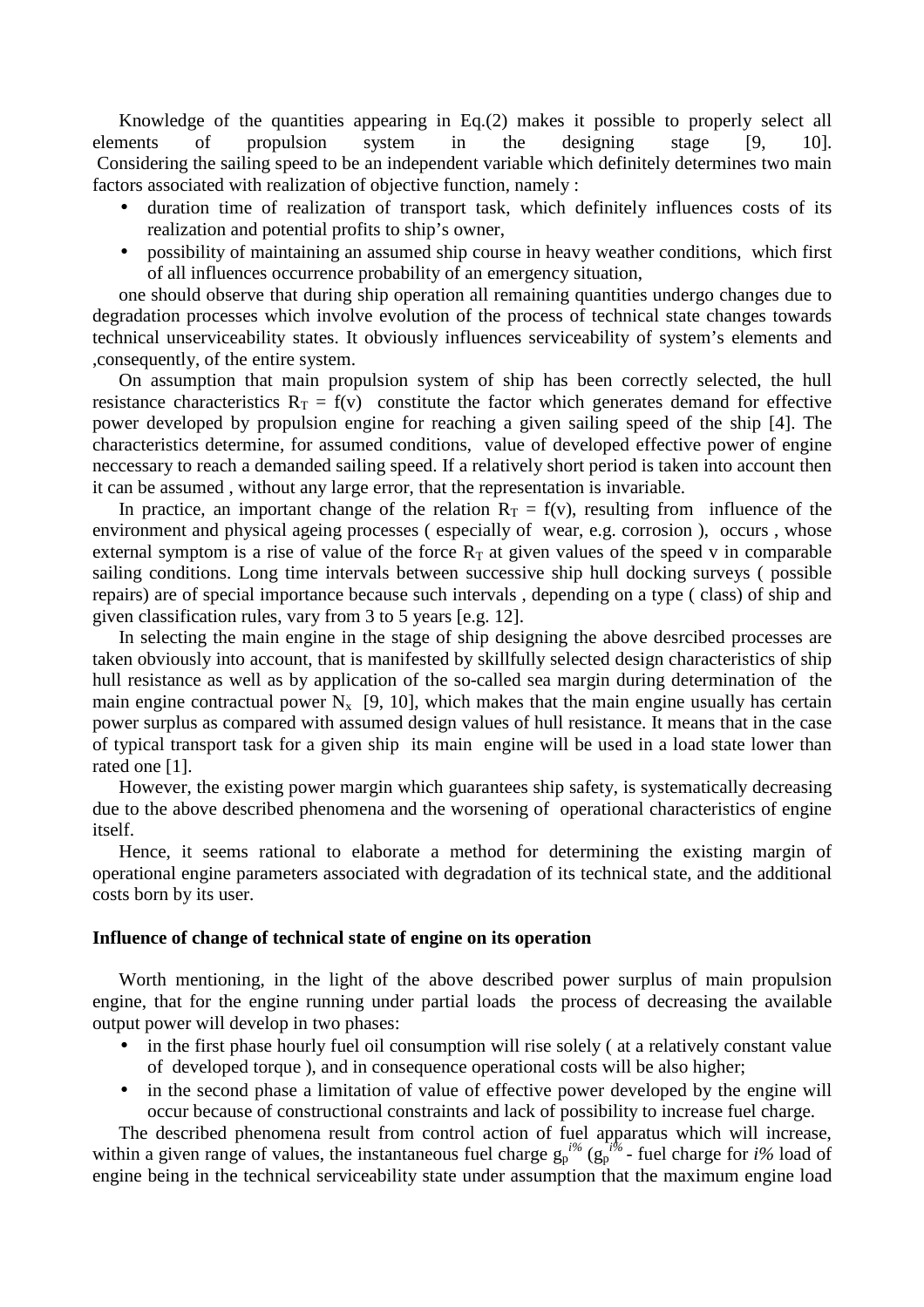Knowledge of the quantities appearing in Eq.(2) makes it possible to properly select all elements of propulsion system in the designing stage [9, 10]. Considering the sailing speed to be an independent variable which definitely determines two main factors associated with realization of objective function, namely :

- duration time of realization of transport task, which definitely influences costs of its realization and potential profits to ship's owner,
- possibility of maintaining an assumed ship course in heavy weather conditions, which first of all influences occurrence probability of an emergency situation,

one should observe that during ship operation all remaining quantities undergo changes due to degradation processes which involve evolution of the process of technical state changes towards technical unserviceability states. It obviously influences serviceability of system's elements and ,consequently, of the entire system.

On assumption that main propulsion system of ship has been correctly selected, the hull resistance characteristics $R_T = f(v)$ constitute the factor which generates demand for effective power developed by propulsion engine for reaching a given sailing speed of the ship [4]. The characteristics determine, for assumed conditions, value of developed effective power of engine neccessary to reach a demanded sailing speed. If a relatively short period is taken into account then it can be assumed , without any large error, that the representation is invariable.

In practice, an important change of the relation $R_T = f(v)$, resulting from influence of the environment and physical ageing processes ( especially of wear, e.g. corrosion ), occurs , whose external symptom is a rise of value of the force $R_T$ at given values of the speed v in comparable sailing conditions. Long time intervals between successive ship hull docking surveys ( possible repairs) are of special importance because such intervals , depending on a type ( class) of ship and given classification rules, vary from 3 to 5 years [e.g. 12].

In selecting the main engine in the stage of ship designing the above desrcibed processes are taken obviously into account, that is manifested by skillfully selected design characteristics of ship hull resistance as well as by application of the so-called sea margin during determination of the main engine contractual power $N_x$ [9, 10], which makes that the main engine usually has certain power surplus as compared with assumed design values of hull resistance. It means that in the case of typical transport task for a given ship its main engine will be used in a load state lower than rated one [1].

However, the existing power margin which guarantees ship safety, is systematically decreasing due to the above described phenomena and the worsening of operational characteristics of engine itself.

Hence, it seems rational to elaborate a method for determining the existing margin of operational engine parameters associated with degradation of its technical state, and the additional costs born by its user.

## Influence of change of technical state of engine on its operation

Worth mentioning, in the light of the above described power surplus of main propulsion engine, that for the engine running under partial loads the process of decreasing the available output power will develop in two phases:

- in the first phase hourly fuel oil consumption will rise solely ( at a relatively constant value of developed torque ), and in consequence operational costs will be also higher;
- in the second phase a limitation of value of effective power developed by the engine will occur because of constructional constraints and lack of possibility to increase fuel charge.

The described phenomena result from control action of fuel apparatus which will increase, within a given range of values, the instantaneous fuel charge $g_p^{i\%}$ ($g_p^{i\%}$ - fuel charge for *i%* load of engine being in the technical serviceability state under assumption that the maximum engine load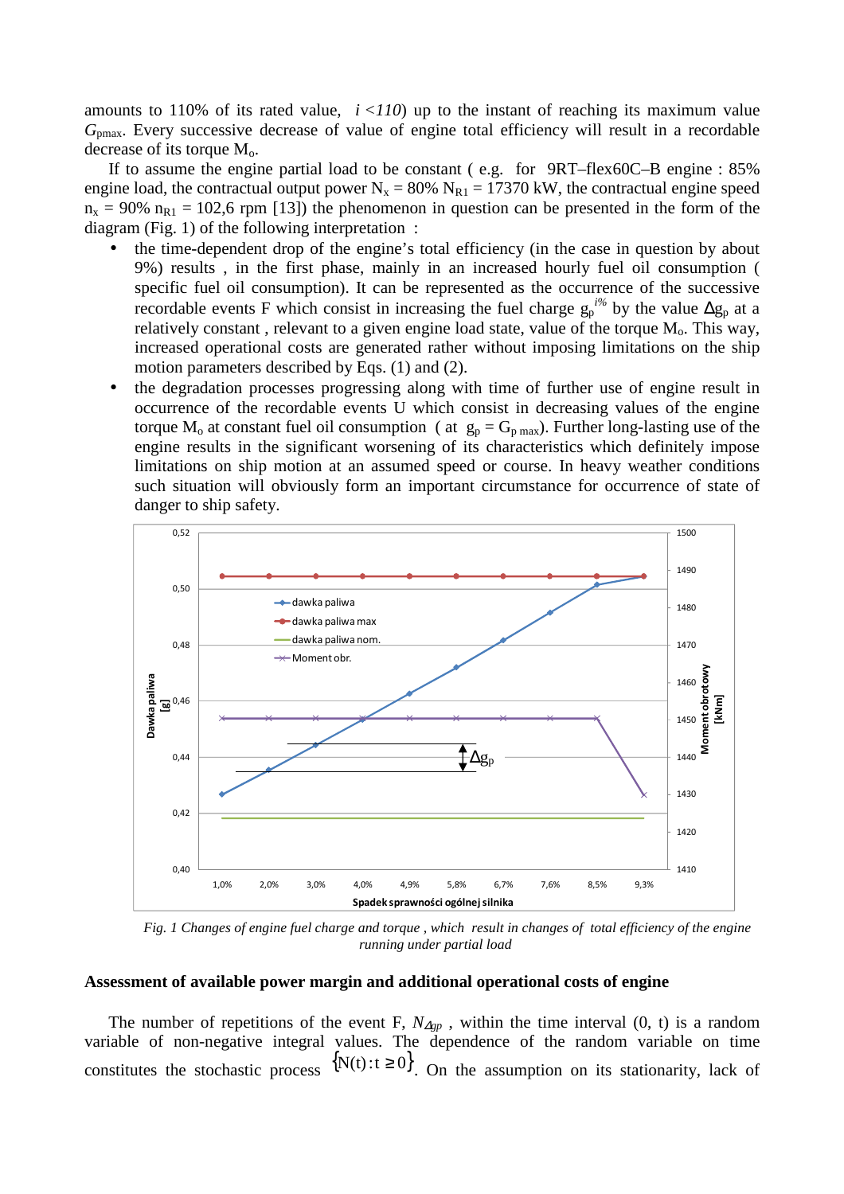amounts to 110% of its rated value, $i < 110$) up to the instant of reaching its maximum value $G_{pmax}$. Every successive decrease of value of engine total efficiency will result in a recordable decrease of its torque $M_o$.

If to assume the engine partial load to be constant ( e.g. for 9RT–flex60C–B engine : 85% engine load, the contractual output power $N_x = 80\%\ N_{R1} = 17370$ kW, the contractual engine speed $n_x = 90\%\ n_{R1} = 102{,}6$ rpm [13]) the phenomenon in question can be presented in the form of the diagram (Fig. 1) of the following interpretation :

- the time-dependent drop of the engine's total efficiency (in the case in question by about 9%) results , in the first phase, mainly in an increased hourly fuel oil consumption ( specific fuel oil consumption). It can be represented as the occurrence of the successive recordable events F which consist in increasing the fuel charge $g_p^{i\%}$ by the value $\Delta g_p$ at a relatively constant , relevant to a given engine load state, value of the torque $M_o$. This way, increased operational costs are generated rather without imposing limitations on the ship motion parameters described by Eqs. (1) and (2).
- the degradation processes progressing along with time of further use of engine result in occurrence of the recordable events U which consist in decreasing values of the engine torque $M_o$ at constant fuel oil consumption ( at $g_p = G_{p\ max}$). Further long-lasting use of the engine results in the significant worsening of its characteristics which definitely impose limitations on ship motion at an assumed speed or course. In heavy weather conditions such situation will obviously form an important circumstance for occurrence of state of danger to ship safety.

*Fig. 1 Changes of engine fuel charge and torque , which result in changes of total efficiency of the engine running under partial load*

## Assessment of available power margin and additional operational costs of engine

The number of repetitions of the event F, $N_{\Delta gp}$ , within the time interval (0, t) is a random variable of non-negative integral values. The dependence of the random variable on time constitutes the stochastic process $\{N(t): t \geq 0\}$. On the assumption on its stationarity, lack of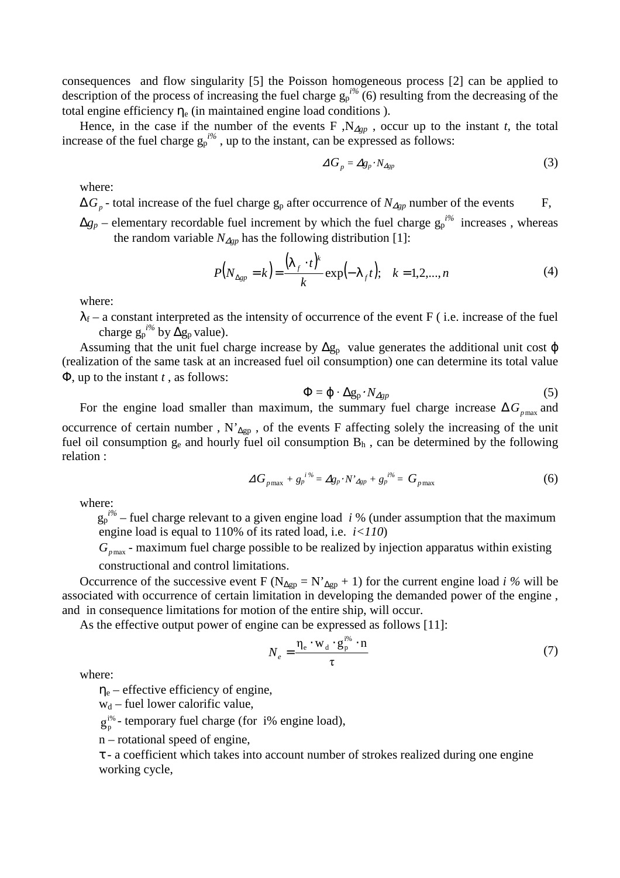consequences and flow singularity [5] the Poisson homogeneous process [2] can be applied to description of the process of increasing the fuel charge $g_p^{i\%}$ (6) resulting from the decreasing of the total engine efficiency $\eta_e$ (in maintained engine load conditions ).

Hence, in the case if the number of the events F , $N_{\Delta gp}$ , occur up to the instant *t*, the total increase of the fuel charge $g_p^{i\%}$ , up to the instant, can be expressed as follows:

$$\Delta G_p = \Delta g_p \cdot N_{\Delta gp} \tag{3}$$

where:

$\Delta G_p$ - total increase of the fuel charge $g_p$ after occurrence of $N_{\Delta gp}$ number of the events F,

$\Delta g_p$ – elementary recordable fuel increment by which the fuel charge $g_p^{i\%}$ increases , whereas the random variable $N_{\Delta gp}$ has the following distribution [1]:

$$P\left(N_{\Delta gp} = k\right) = \frac{\left(\lambda_f \cdot t\right)^k}{k} \exp\left(-\lambda_f t\right); \quad k = 1,2,...,n \tag{4}$$

where:

$\lambda_f$ – a constant interpreted as the intensity of occurrence of the event F ( i.e. increase of the fuel charge $g_p^{i\%}$ by $\Delta g_p$ value).

Assuming that the unit fuel charge increase by $\Delta g_p$ value generates the additional unit cost $\varphi$ (realization of the same task at an increased fuel oil consumption) one can determine its total value $\Phi$, up to the instant *t* , as follows:

$$\Phi = \varphi \cdot \Delta g_p \cdot N_{\Delta gp} \tag{5}$$

For the engine load smaller than maximum, the summary fuel charge increase $\Delta G_{p\max}$ and occurrence of certain number , $N'_{\Delta gp}$ , of the events F affecting solely the increasing of the unit fuel oil consumption $g_e$ and hourly fuel oil consumption $B_h$ , can be determined by the following relation :

$$\Delta G_{p\max} + g_p^{i\%} = \Delta g_p \cdot N'_{\Delta gp} + g_p^{i\%} = G_{p\max} \tag{6}$$

where:

$g_p^{i\%}$ – fuel charge relevant to a given engine load *i* % (under assumption that the maximum engine load is equal to 110% of its rated load, i.e. $i<110$)

$G_{p\max}$ - maximum fuel charge possible to be realized by injection apparatus within existing constructional and control limitations.

Occurrence of the successive event F ($N_{\Delta gp} = N'_{\Delta gp} + 1$) for the current engine load *i %* will be associated with occurrence of certain limitation in developing the demanded power of the engine , and in consequence limitations for motion of the entire ship, will occur.

As the effective output power of engine can be expressed as follows [11]:

$$N_e = \frac{\eta_e \cdot w_d \cdot g_p^{i\%} \cdot n}{\tau} \tag{7}$$

where:

$\eta_e$ – effective efficiency of engine,

$w_d$ – fuel lower calorific value,

$g_p^{i\%}$ - temporary fuel charge (for i% engine load),

n – rotational speed of engine,

$\tau$ - a coefficient which takes into account number of strokes realized during one engine working cycle,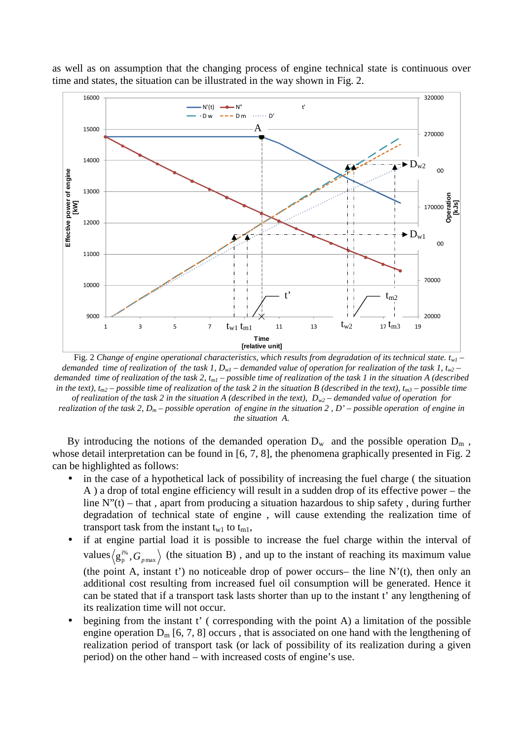as well as on assumption that the changing process of engine technical state is continuous over time and states, the situation can be illustrated in the way shown in Fig. 2.

Fig. 2 *Change of engine operational characteristics, which results from degradation of its technical state.* $t_{w1}$ *– demanded time of realization of the task 1,* $D_{w1}$ *– demanded value of operation for realization of the task 1,* $t_{w2}$ *– demanded time of realization of the task 2,* $t_{m1}$ *– possible time of realization of the task 1 in the situation A (described in the text),* $t_{m2}$ *– possible time of realization of the task 2 in the situation B (described in the text),* $t_{m3}$ *– possible time of realization of the task 2 in the situation A (described in the text),* $D_{w2}$ *– demanded value of operation for realization of the task 2,* $D_m$ *– possible operation of engine in the situation 2 , D' – possible operation of engine in the situation A.*

By introducing the notions of the demanded operation $D_w$ and the possible operation $D_m$ , whose detail interpretation can be found in [6, 7, 8], the phenomena graphically presented in Fig. 2 can be highlighted as follows:

- in the case of a hypothetical lack of possibility of increasing the fuel charge ( the situation A ) a drop of total engine efficiency will result in a sudden drop of its effective power – the line N''(t) – that , apart from producing a situation hazardous to ship safety , during further degradation of technical state of engine , will cause extending the realization time of transport task from the instant $t_{w1}$ to $t_{m1}$,
- if at engine partial load it is possible to increase the fuel charge within the interval of values $\langle g_p^{i\%}, G_{p\max} \rangle$ (the situation B) , and up to the instant of reaching its maximum value (the point A, instant t') no noticeable drop of power occurs– the line N'(t), then only an additional cost resulting from increased fuel oil consumption will be generated. Hence it can be stated that if a transport task lasts shorter than up to the instant t' any lengthening of its realization time will not occur.
- begining from the instant t' ( corresponding with the point A) a limitation of the possible engine operation $D_m$ [6, 7, 8] occurs , that is associated on one hand with the lengthening of realization period of transport task (or lack of possibility of its realization during a given period) on the other hand – with increased costs of engine's use.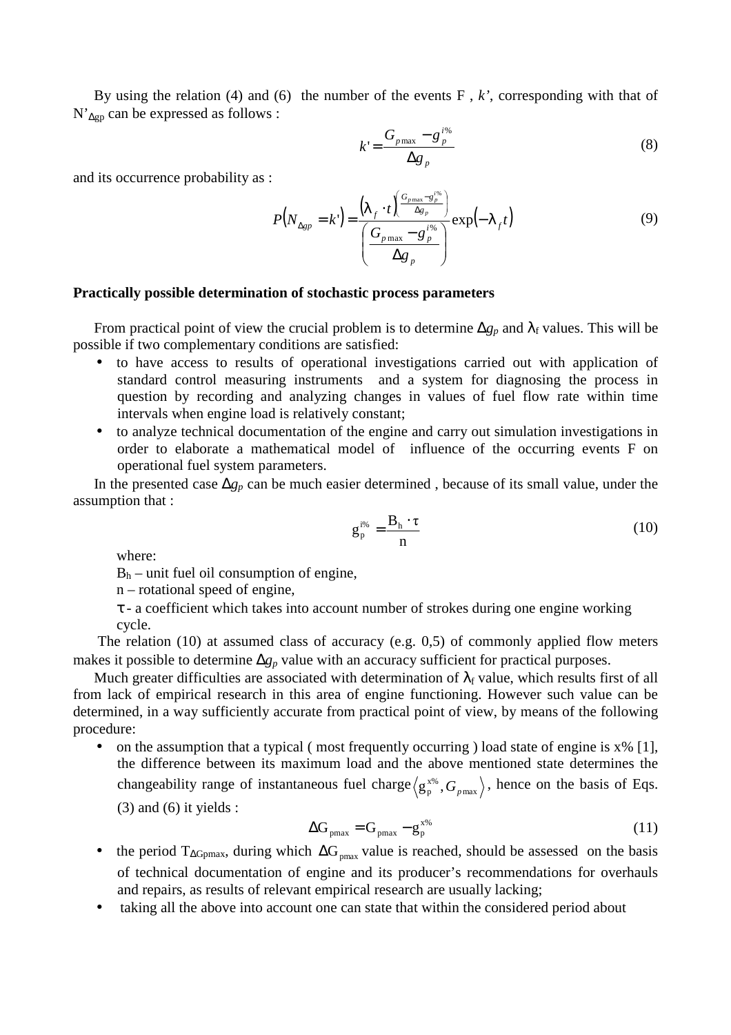By using the relation (4) and (6) the number of the events F , *k'*, corresponding with that of $N'_{\Delta gp}$ can be expressed as follows :

$$k' = \frac{G_{p\max} - g_p^{i\%}}{\Delta g_p} \tag{8}$$

and its occurrence probability as :

$$P\left(N_{\Delta gp} = k'\right) = \frac{\left(\lambda_f \cdot t\right)^{\left(\frac{G_{p\max} - g_p^{i\%}}{\Delta g_p}\right)}}{\left(\dfrac{G_{p\max} - g_p^{i\%}}{\Delta g_p}\right)} \exp\left(-\lambda_f t\right) \tag{9}$$

**Practically possible determination of stochastic process parameters**

From practical point of view the crucial problem is to determine $\Delta g_p$ and $\lambda_f$ values. This will be possible if two complementary conditions are satisfied:

- to have access to results of operational investigations carried out with application of standard control measuring instruments and a system for diagnosing the process in question by recording and analyzing changes in values of fuel flow rate within time intervals when engine load is relatively constant;
- to analyze technical documentation of the engine and carry out simulation investigations in order to elaborate a mathematical model of influence of the occurring events F on operational fuel system parameters.

In the presented case $\Delta g_p$ can be much easier determined , because of its small value, under the assumption that :

$$g_p^{i\%} = \frac{B_h \cdot \tau}{n} \tag{10}$$

where:

$B_h$ – unit fuel oil consumption of engine,

n – rotational speed of engine,

$\tau$ - a coefficient which takes into account number of strokes during one engine working cycle.

The relation (10) at assumed class of accuracy (e.g. 0,5) of commonly applied flow meters makes it possible to determine $\Delta g_p$ value with an accuracy sufficient for practical purposes.

Much greater difficulties are associated with determination of $\lambda_f$ value, which results first of all from lack of empirical research in this area of engine functioning. However such value can be determined, in a way sufficiently accurate from practical point of view, by means of the following procedure:

- on the assumption that a typical ( most frequently occurring ) load state of engine is x% [1], the difference between its maximum load and the above mentioned state determines the changeability range of instantaneous fuel charge $\left\langle g_p^{x\%}, G_{p\max} \right\rangle$, hence on the basis of Eqs. (3) and (6) it yields :

$$\Delta G_{p\max} = G_{p\max} - g_p^{x\%} \tag{11}$$

- the period $T_{\Delta Gp\max}$, during which $\Delta G_{p\max}$ value is reached, should be assessed on the basis of technical documentation of engine and its producer's recommendations for overhauls and repairs, as results of relevant empirical research are usually lacking;
- taking all the above into account one can state that within the considered period about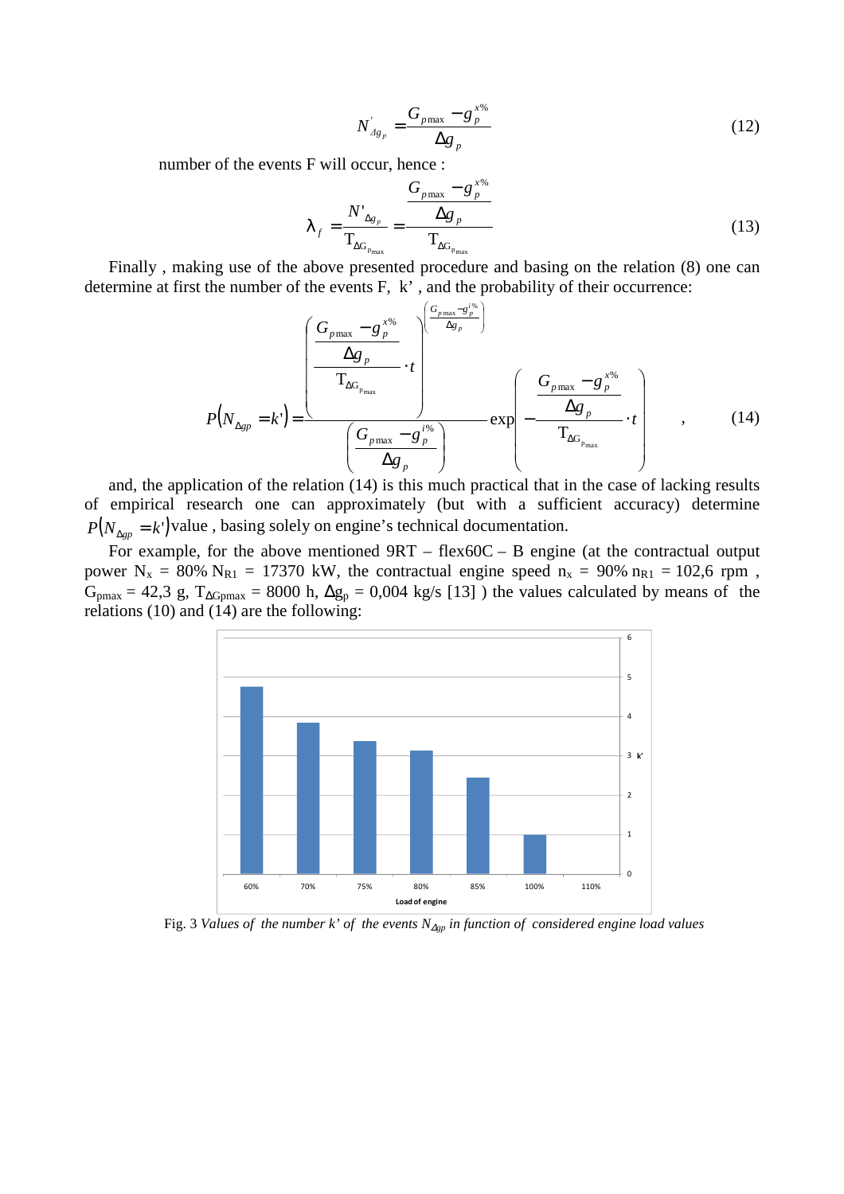$$N'_{\Delta g_p} = \frac{G_{p\max} - g_p^{x\%}}{\Delta g_p} \tag{12}$$

number of the events F will occur, hence :

$$\lambda_f = \frac{N'_{\Delta g_p}}{T_{\Delta G_{p_{\max}}}} = \frac{\dfrac{G_{p\max} - g_p^{x\%}}{\Delta g_p}}{T_{\Delta G_{p_{\max}}}} \tag{13}$$

Finally , making use of the above presented procedure and basing on the relation (8) one can determine at first the number of the events F, k' , and the probability of their occurrence:

$$P\left(N_{\Delta gp} = k'\right) = \frac{\left(\dfrac{\dfrac{G_{p\max} - g_p^{x\%}}{\Delta g_p}}{T_{\Delta G_{p_{\max}}}} \cdot t\right)^{\left(\frac{G_{p\max} - g_p^{i\%}}{\Delta g_p}\right)}}{\left(\dfrac{G_{p\max} - g_p^{i\%}}{\Delta g_p}\right)} \exp\left(-\frac{\dfrac{G_{p\max} - g_p^{x\%}}{\Delta g_p}}{T_{\Delta G_{p_{\max}}}} \cdot t\right) \quad , \tag{14}$$

and, the application of the relation (14) is this much practical that in the case of lacking results of empirical research one can approximately (but with a sufficient accuracy) determine $P\left(N_{\Delta gp} = k'\right)$ value , basing solely on engine's technical documentation.

For example, for the above mentioned 9RT – flex60C – B engine (at the contractual output power $N_x = 80\%\, N_{R1} = 17370$ kW, the contractual engine speed $n_x = 90\%\, n_{R1} = 102{,}6$ rpm , $G_{pmax} = 42{,}3$ g, $T_{\Delta Gpmax} = 8000$ h, $\Delta g_p = 0{,}004$ kg/s [13] ) the values calculated by means of the relations (10) and (14) are the following:

Fig. 3 *Values of the number k' of the events $N_{\Delta gp}$ in function of considered engine load values*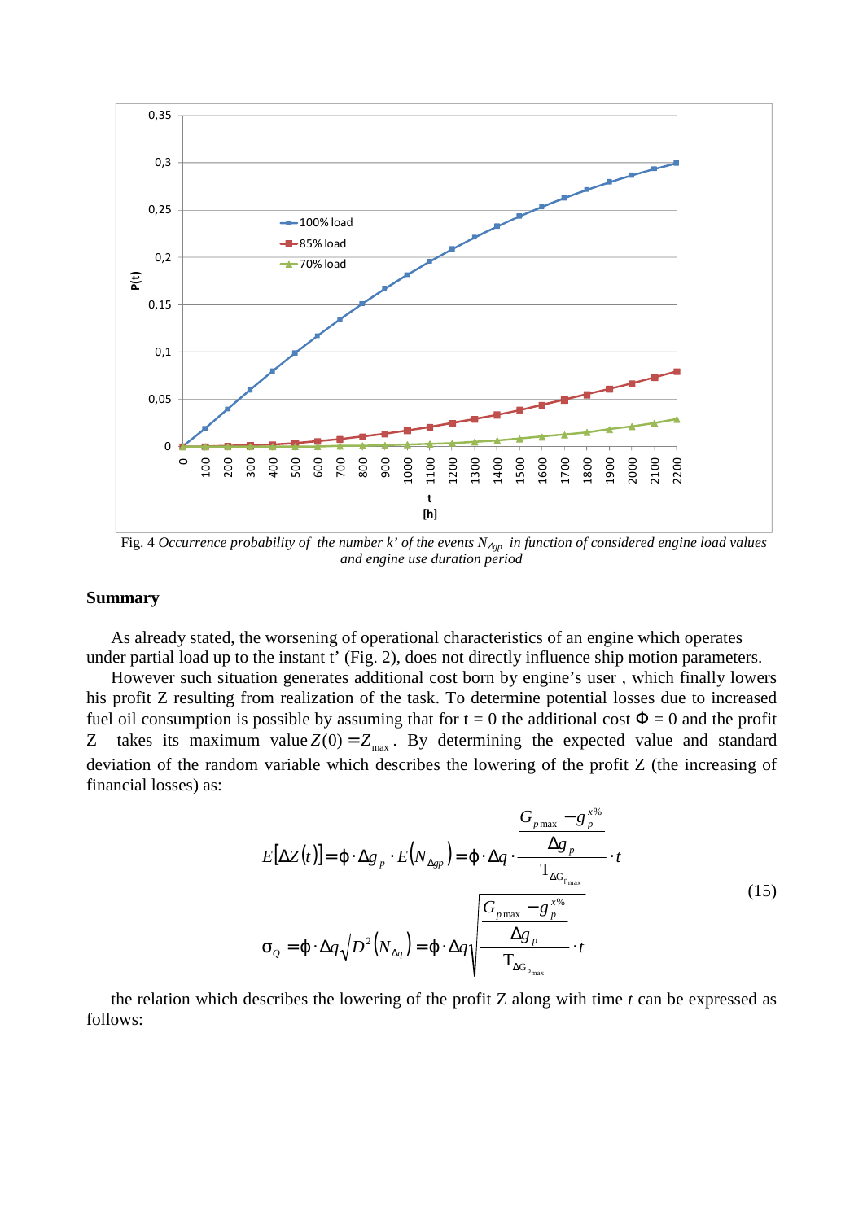Fig. 4 *Occurrence probability of the number k' of the events $N_{\Delta gp}$ in function of considered engine load values and engine use duration period*

## Summary

As already stated, the worsening of operational characteristics of an engine which operates under partial load up to the instant t' (Fig. 2), does not directly influence ship motion parameters.

However such situation generates additional cost born by engine's user , which finally lowers his profit Z resulting from realization of the task. To determine potential losses due to increased fuel oil consumption is possible by assuming that for t = 0 the additional cost $\Phi = 0$ and the profit Z takes its maximum value $Z(0) = Z_{max}$. By determining the expected value and standard deviation of the random variable which describes the lowering of the profit Z (the increasing of financial losses) as:

$$
E[\Delta Z(t)] = \phi \cdot \Delta g_p \cdot E(N_{\Delta gp}) = \phi \cdot \Delta q \cdot \frac{\dfrac{G_{p\max} - g_p^{x\%}}{\Delta g_p}}{\mathrm{T}_{\Delta G_{P\max}}} \cdot t
$$

$$
\sigma_Q = \phi \cdot \Delta q \sqrt{D^2(N_{\Delta q})} = \phi \cdot \Delta q \sqrt{\frac{\dfrac{G_{p\max} - g_p^{x\%}}{\Delta g_p}}{\mathrm{T}_{\Delta G_{P\max}}} \cdot t} \tag{15}
$$

the relation which describes the lowering of the profit Z along with time *t* can be expressed as follows: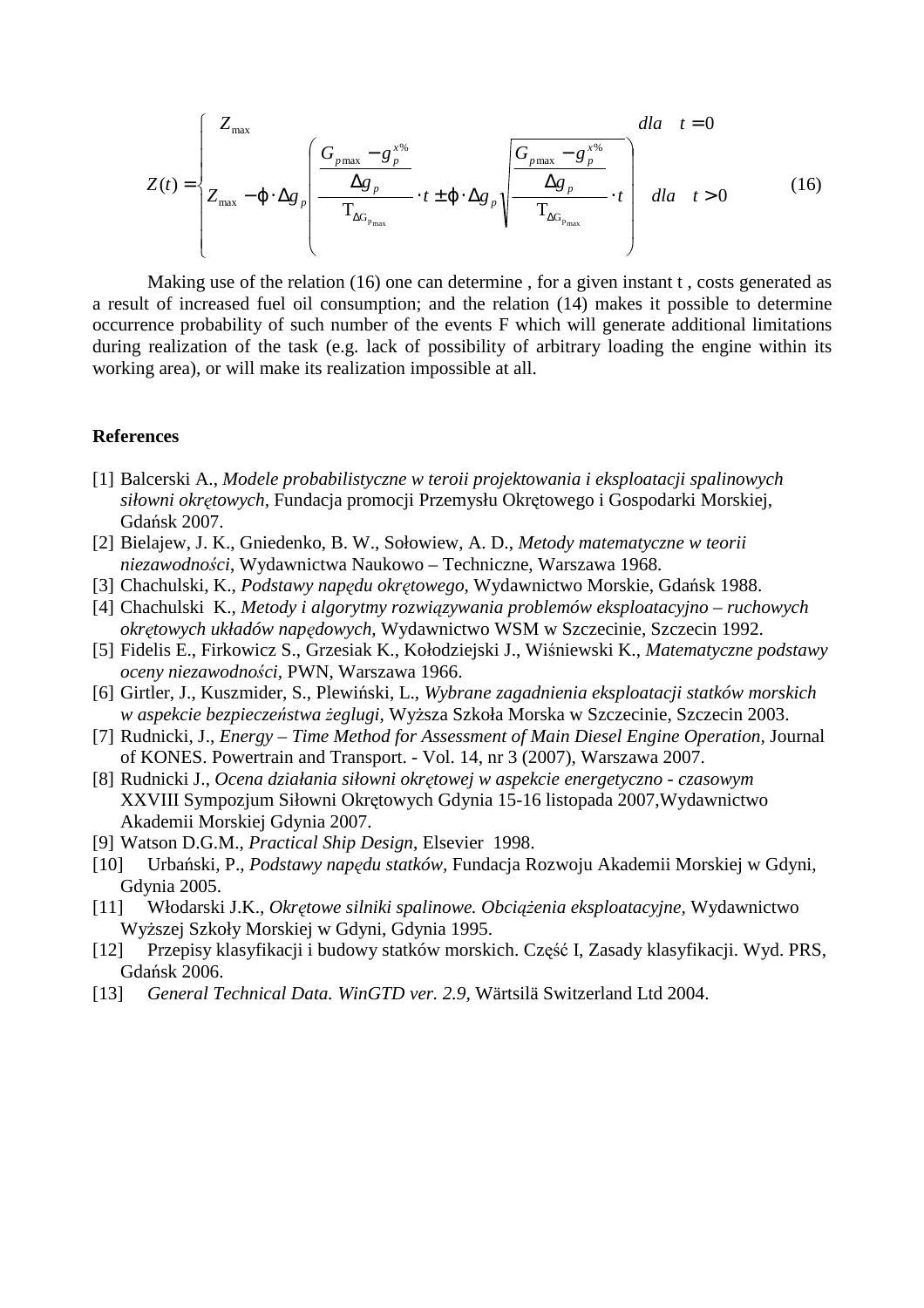$$Z(t) = \begin{cases} Z_{\max} & dla \quad t = 0 \\ Z_{\max} - \varphi \cdot \Delta g_p \left( \dfrac{\dfrac{G_{p\max} - g_p^{x\%}}{\Delta g_p}}{T_{\Delta G_{p\max}}} \cdot t \pm \varphi \cdot \Delta g_p \sqrt{\dfrac{\dfrac{G_{p\max} - g_p^{x\%}}{\Delta g_p}}{T_{\Delta G_{p\max}}} \cdot t} \right) & dla \quad t > 0 \end{cases} \tag{16}$$

Making use of the relation (16) one can determine , for a given instant t , costs generated as a result of increased fuel oil consumption; and the relation (14) makes it possible to determine occurrence probability of such number of the events F which will generate additional limitations during realization of the task (e.g. lack of possibility of arbitrary loading the engine within its working area), or will make its realization impossible at all.

## References

[1] Balcerski A., *Modele probabilistyczne w teroii projektowania i eksploatacji spalinowych siłowni okrętowych*, Fundacja promocji Przemysłu Okrętowego i Gospodarki Morskiej, Gdańsk 2007.

[2] Bielajew, J. K., Gniedenko, B. W., Sołowiew, A. D., *Metody matematyczne w teorii niezawodności*, Wydawnictwa Naukowo – Techniczne, Warszawa 1968.

[3] Chachulski, K., *Podstawy napędu okrętowego*, Wydawnictwo Morskie, Gdańsk 1988.

[4] Chachulski K., *Metody i algorytmy rozwiązywania problemów eksploatacyjno – ruchowych okrętowych układów napędowych*, Wydawnictwo WSM w Szczecinie, Szczecin 1992.

[5] Fidelis E., Firkowicz S., Grzesiak K., Kołodziejski J., Wiśniewski K., *Matematyczne podstawy oceny niezawodności*, PWN, Warszawa 1966.

[6] Girtler, J., Kuszmider, S., Plewiński, L., *Wybrane zagadnienia eksploatacji statków morskich w aspekcie bezpieczeństwa żeglugi*, Wyższa Szkoła Morska w Szczecinie, Szczecin 2003.

[7] Rudnicki, J., *Energy – Time Method for Assessment of Main Diesel Engine Operation*, Journal of KONES. Powertrain and Transport. - Vol. 14, nr 3 (2007), Warszawa 2007.

[8] Rudnicki J., *Ocena działania siłowni okrętowej w aspekcie energetyczno - czasowym* XXVIII Sympozjum Siłowni Okrętowych Gdynia 15-16 listopada 2007,Wydawnictwo Akademii Morskiej Gdynia 2007.

[9] Watson D.G.M., *Practical Ship Design*, Elsevier 1998.

[10] Urbański, P., *Podstawy napędu statków*, Fundacja Rozwoju Akademii Morskiej w Gdyni, Gdynia 2005.

[11] Włodarski J.K., *Okrętowe silniki spalinowe. Obciążenia eksploatacyjne*, Wydawnictwo Wyższej Szkoły Morskiej w Gdyni, Gdynia 1995.

[12] Przepisy klasyfikacji i budowy statków morskich. Część I, Zasady klasyfikacji. Wyd. PRS, Gdańsk 2006.

[13] *General Technical Data. WinGTD ver. 2.9*, Wärtsilä Switzerland Ltd 2004.